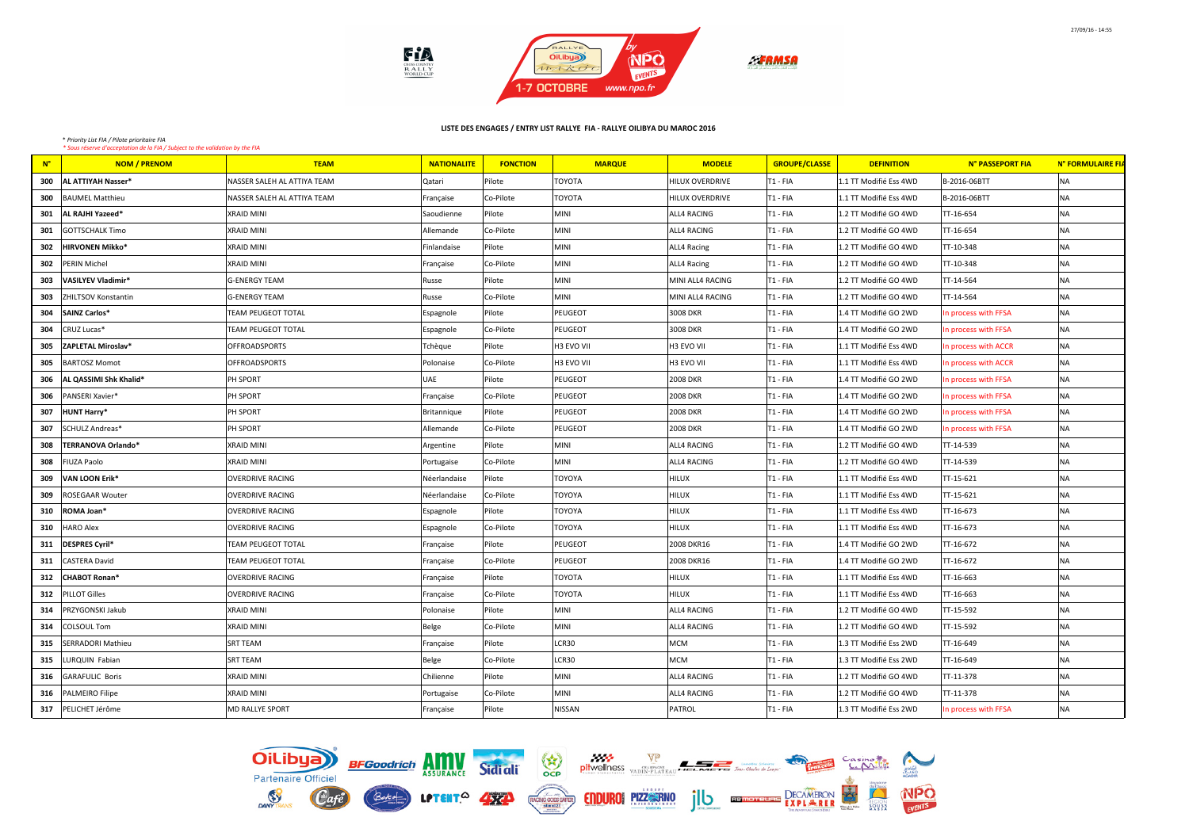## LISTE DES ENGAGES / ENTRY LIST RALLYE FIA - RALLYE OILIBYA DU MAROC 2016

*\* Priority List FIA / Pilote prioritaire FIA*
*\* Sous réserve d'acceptation de la FIA / Subject to the validation by the FIA*

| N° | NOM / PRENOM | TEAM | NATIONALITE | FONCTION | MARQUE | MODELE | GROUPE/CLASSE | DEFINITION | N° PASSEPORT FIA | N° FORMULAIRE FIA |
|---|---|---|---|---|---|---|---|---|---|---|
| **300** | **AL ATTIYAH Nasser*** | NASSER SALEH AL ATTIYA TEAM | Qatari | Pilote | TOYOTA | HILUX OVERDRIVE | T1 - FIA | 1.1 TT Modifié Ess 4WD | B-2016-06BTT | NA |
| **300** | BAUMEL Matthieu | NASSER SALEH AL ATTIYA TEAM | Française | Co-Pilote | TOYOTA | HILUX OVERDRIVE | T1 - FIA | 1.1 TT Modifié Ess 4WD | B-2016-06BTT | NA |
| **301** | **AL RAJHI Yazeed*** | XRAID MINI | Saoudienne | Pilote | MINI | ALL4 RACING | T1 - FIA | 1.2 TT Modifié GO 4WD | TT-16-654 | NA |
| **301** | GOTTSCHALK Timo | XRAID MINI | Allemande | Co-Pilote | MINI | ALL4 RACING | T1 - FIA | 1.2 TT Modifié GO 4WD | TT-16-654 | NA |
| **302** | **HIRVONEN Mikko*** | XRAID MINI | Finlandaise | Pilote | MINI | ALL4 Racing | T1 - FIA | 1.2 TT Modifié GO 4WD | TT-10-348 | NA |
| **302** | PERIN Michel | XRAID MINI | Française | Co-Pilote | MINI | ALL4 Racing | T1 - FIA | 1.2 TT Modifié GO 4WD | TT-10-348 | NA |
| **303** | **VASILYEV Vladimir*** | G-ENERGY TEAM | Russe | Pilote | MINI | MINI ALL4 RACING | T1 - FIA | 1.2 TT Modifié GO 4WD | TT-14-564 | NA |
| **303** | ZHILTSOV Konstantin | G-ENERGY TEAM | Russe | Co-Pilote | MINI | MINI ALL4 RACING | T1 - FIA | 1.2 TT Modifié GO 4WD | TT-14-564 | NA |
| **304** | **SAINZ Carlos*** | TEAM PEUGEOT TOTAL | Espagnole | Pilote | PEUGEOT | 3008 DKR | T1 - FIA | 1.4 TT Modifié GO 2WD | In process with FFSA | NA |
| **304** | CRUZ Lucas* | TEAM PEUGEOT TOTAL | Espagnole | Co-Pilote | PEUGEOT | 3008 DKR | T1 - FIA | 1.4 TT Modifié GO 2WD | In process with FFSA | NA |
| **305** | **ZAPLETAL Miroslav*** | OFFROADSPORTS | Tchèque | Pilote | H3 EVO VII | H3 EVO VII | T1 - FIA | 1.1 TT Modifié Ess 4WD | In process with ACCR | NA |
| **305** | BARTOSZ Momot | OFFROADSPORTS | Polonaise | Co-Pilote | H3 EVO VII | H3 EVO VII | T1 - FIA | 1.1 TT Modifié Ess 4WD | In process with ACCR | NA |
| **306** | **AL QASSIMI Shk Khalid*** | PH SPORT | UAE | Pilote | PEUGEOT | 2008 DKR | T1 - FIA | 1.4 TT Modifié GO 2WD | In process with FFSA | NA |
| **306** | PANSERI Xavier* | PH SPORT | Française | Co-Pilote | PEUGEOT | 2008 DKR | T1 - FIA | 1.4 TT Modifié GO 2WD | In process with FFSA | NA |
| **307** | **HUNT Harry*** | PH SPORT | Britannique | Pilote | PEUGEOT | 2008 DKR | T1 - FIA | 1.4 TT Modifié GO 2WD | In process with FFSA | NA |
| **307** | SCHULZ Andreas* | PH SPORT | Allemande | Co-Pilote | PEUGEOT | 2008 DKR | T1 - FIA | 1.4 TT Modifié GO 2WD | In process with FFSA | NA |
| **308** | **TERRANOVA Orlando*** | XRAID MINI | Argentine | Pilote | MINI | ALL4 RACING | T1 - FIA | 1.2 TT Modifié GO 4WD | TT-14-539 | NA |
| **308** | FIUZA Paolo | XRAID MINI | Portugaise | Co-Pilote | MINI | ALL4 RACING | T1 - FIA | 1.2 TT Modifié GO 4WD | TT-14-539 | NA |
| **309** | **VAN LOON Erik*** | OVERDRIVE RACING | Néerlandaise | Pilote | TOYOYA | HILUX | T1 - FIA | 1.1 TT Modifié Ess 4WD | TT-15-621 | NA |
| **309** | ROSEGAAR Wouter | OVERDRIVE RACING | Néerlandaise | Co-Pilote | TOYOYA | HILUX | T1 - FIA | 1.1 TT Modifié Ess 4WD | TT-15-621 | NA |
| **310** | **ROMA Joan*** | OVERDRIVE RACING | Espagnole | Pilote | TOYOYA | HILUX | T1 - FIA | 1.1 TT Modifié Ess 4WD | TT-16-673 | NA |
| **310** | HARO Alex | OVERDRIVE RACING | Espagnole | Co-Pilote | TOYOYA | HILUX | T1 - FIA | 1.1 TT Modifié Ess 4WD | TT-16-673 | NA |
| **311** | **DESPRES Cyril*** | TEAM PEUGEOT TOTAL | Française | Pilote | PEUGEOT | 2008 DKR16 | T1 - FIA | 1.4 TT Modifié GO 2WD | TT-16-672 | NA |
| **311** | CASTERA David | TEAM PEUGEOT TOTAL | Française | Co-Pilote | PEUGEOT | 2008 DKR16 | T1 - FIA | 1.4 TT Modifié GO 2WD | TT-16-672 | NA |
| **312** | **CHABOT Ronan*** | OVERDRIVE RACING | Française | Pilote | TOYOTA | HILUX | T1 - FIA | 1.1 TT Modifié Ess 4WD | TT-16-663 | NA |
| **312** | PILLOT Gilles | OVERDRIVE RACING | Française | Co-Pilote | TOYOTA | HILUX | T1 - FIA | 1.1 TT Modifié Ess 4WD | TT-16-663 | NA |
| **314** | PRZYGONSKI Jakub | XRAID MINI | Polonaise | Pilote | MINI | ALL4 RACING | T1 - FIA | 1.2 TT Modifié GO 4WD | TT-15-592 | NA |
| **314** | COLSOUL Tom | XRAID MINI | Belge | Co-Pilote | MINI | ALL4 RACING | T1 - FIA | 1.2 TT Modifié GO 4WD | TT-15-592 | NA |
| **315** | SERRADORI Mathieu | SRT TEAM | Française | Pilote | LCR30 | MCM | T1 - FIA | 1.3 TT Modifié Ess 2WD | TT-16-649 | NA |
| **315** | LURQUIN Fabian | SRT TEAM | Belge | Co-Pilote | LCR30 | MCM | T1 - FIA | 1.3 TT Modifié Ess 2WD | TT-16-649 | NA |
| **316** | GARAFULIC Boris | XRAID MINI | Chilienne | Pilote | MINI | ALL4 RACING | T1 - FIA | 1.2 TT Modifié GO 4WD | TT-11-378 | NA |
| **316** | PALMEIRO Filipe | XRAID MINI | Portugaise | Co-Pilote | MINI | ALL4 RACING | T1 - FIA | 1.2 TT Modifié GO 4WD | TT-11-378 | NA |
| **317** | PELICHET Jérôme | MD RALLYE SPORT | Française | Pilote | NISSAN | PATROL | T1 - FIA | 1.3 TT Modifié Ess 2WD | In process with FFSA | NA |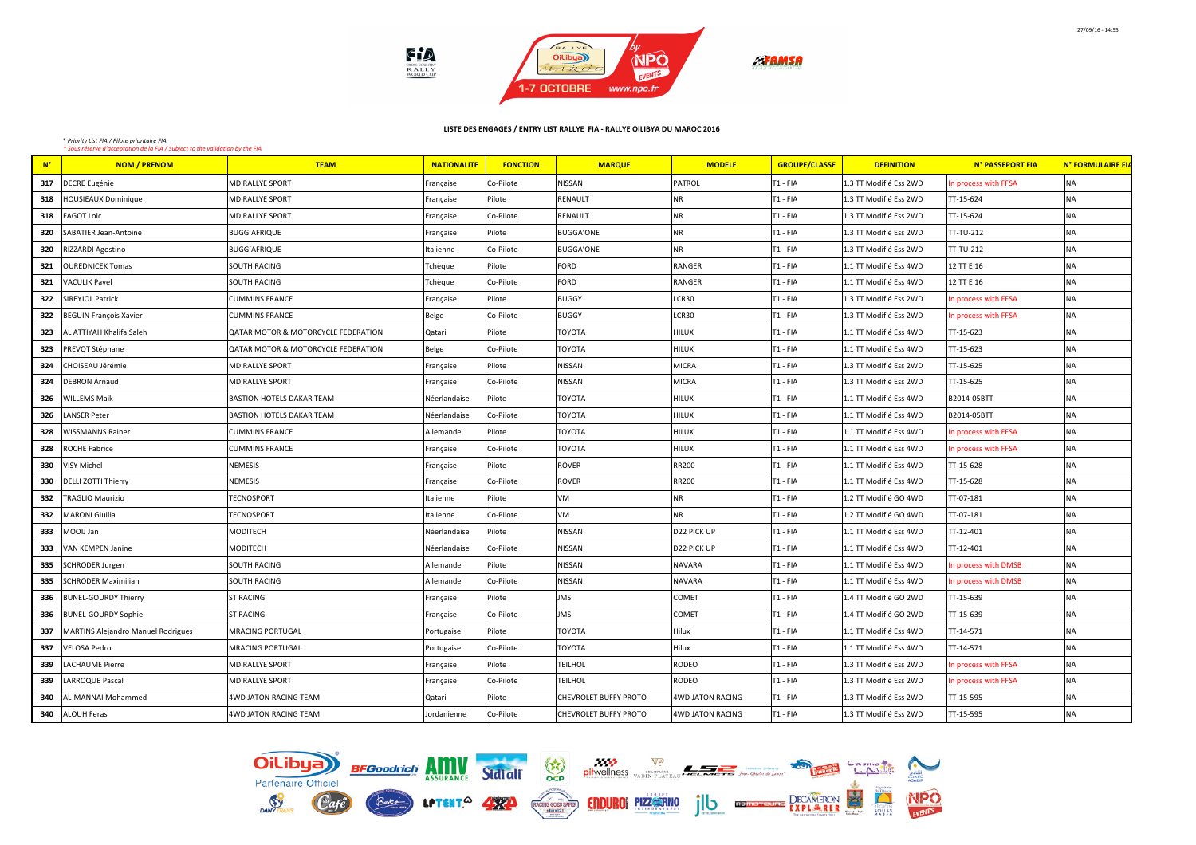**LISTE DES ENGAGES / ENTRY LIST RALLYE FIA - RALLYE OILIBYA DU MAROC 2016**

*\* Priority List FIA / Pilote prioritaire FIA*
*\* Sous réserve d'acceptation de la FIA / Subject to the validation by the FIA*

| N° | NOM / PRENOM | TEAM | NATIONALITE | FONCTION | MARQUE | MODELE | GROUPE/CLASSE | DEFINITION | N° PASSEPORT FIA | N° FORMULAIRE FIA |
|---|---|---|---|---|---|---|---|---|---|---|
| 317 | DECRE Eugénie | MD RALLYE SPORT | Française | Co-Pilote | NISSAN | PATROL | T1 - FIA | 1.3 TT Modifié Ess 2WD | In process with FFSA | NA |
| 318 | HOUSIEAUX Dominique | MD RALLYE SPORT | Française | Pilote | RENAULT | NR | T1 - FIA | 1.3 TT Modifié Ess 2WD | TT-15-624 | NA |
| 318 | FAGOT Loic | MD RALLYE SPORT | Française | Co-Pilote | RENAULT | NR | T1 - FIA | 1.3 TT Modifié Ess 2WD | TT-15-624 | NA |
| 320 | SABATIER Jean-Antoine | BUGG'AFRIQUE | Française | Pilote | BUGGA'ONE | NR | T1 - FIA | 1.3 TT Modifié Ess 2WD | TT-TU-212 | NA |
| 320 | RIZZARDI Agostino | BUGG'AFRIQUE | Italienne | Co-Pilote | BUGGA'ONE | NR | T1 - FIA | 1.3 TT Modifié Ess 2WD | TT-TU-212 | NA |
| 321 | OUREDNICEK Tomas | SOUTH RACING | Tchèque | Pilote | FORD | RANGER | T1 - FIA | 1.1 TT Modifié Ess 4WD | 12 TT E 16 | NA |
| 321 | VACULIK Pavel | SOUTH RACING | Tchèque | Co-Pilote | FORD | RANGER | T1 - FIA | 1.1 TT Modifié Ess 4WD | 12 TT E 16 | NA |
| 322 | SIREYJOL Patrick | CUMMINS FRANCE | Française | Pilote | BUGGY | LCR30 | T1 - FIA | 1.3 TT Modifié Ess 2WD | In process with FFSA | NA |
| 322 | BEGUIN François Xavier | CUMMINS FRANCE | Belge | Co-Pilote | BUGGY | LCR30 | T1 - FIA | 1.3 TT Modifié Ess 2WD | In process with FFSA | NA |
| 323 | AL ATTIYAH Khalifa Saleh | QATAR MOTOR & MOTORCYCLE FEDERATION | Qatari | Pilote | TOYOTA | HILUX | T1 - FIA | 1.1 TT Modifié Ess 4WD | TT-15-623 | NA |
| 323 | PREVOT Stéphane | QATAR MOTOR & MOTORCYCLE FEDERATION | Belge | Co-Pilote | TOYOTA | HILUX | T1 - FIA | 1.1 TT Modifié Ess 4WD | TT-15-623 | NA |
| 324 | CHOISEAU Jérémie | MD RALLYE SPORT | Française | Pilote | NISSAN | MICRA | T1 - FIA | 1.3 TT Modifié Ess 2WD | TT-15-625 | NA |
| 324 | DEBRON Arnaud | MD RALLYE SPORT | Française | Co-Pilote | NISSAN | MICRA | T1 - FIA | 1.3 TT Modifié Ess 2WD | TT-15-625 | NA |
| 326 | WILLEMS Maik | BASTION HOTELS DAKAR TEAM | Néerlandaise | Pilote | TOYOTA | HILUX | T1 - FIA | 1.1 TT Modifié Ess 4WD | B2014-05BTT | NA |
| 326 | LANSER Peter | BASTION HOTELS DAKAR TEAM | Néerlandaise | Co-Pilote | TOYOTA | HILUX | T1 - FIA | 1.1 TT Modifié Ess 4WD | B2014-05BTT | NA |
| 328 | WISSMANNS Rainer | CUMMINS FRANCE | Allemande | Pilote | TOYOTA | HILUX | T1 - FIA | 1.1 TT Modifié Ess 4WD | In process with FFSA | NA |
| 328 | ROCHE Fabrice | CUMMINS FRANCE | Française | Co-Pilote | TOYOTA | HILUX | T1 - FIA | 1.1 TT Modifié Ess 4WD | In process with FFSA | NA |
| 330 | VISY Michel | NEMESIS | Française | Pilote | ROVER | RR200 | T1 - FIA | 1.1 TT Modifié Ess 4WD | TT-15-628 | NA |
| 330 | DELLI ZOTTI Thierry | NEMESIS | Française | Co-Pilote | ROVER | RR200 | T1 - FIA | 1.1 TT Modifié Ess 4WD | TT-15-628 | NA |
| 332 | TRAGLIO Maurizio | TECNOSPORT | Italienne | Pilote | VM | NR | T1 - FIA | 1.2 TT Modifié GO 4WD | TT-07-181 | NA |
| 332 | MARONI Giulia | TECNOSPORT | Italienne | Co-Pilote | VM | NR | T1 - FIA | 1.2 TT Modifié GO 4WD | TT-07-181 | NA |
| 333 | MOOIJ Jan | MODITECH | Néerlandaise | Pilote | NISSAN | D22 PICK UP | T1 - FIA | 1.1 TT Modifié Ess 4WD | TT-12-401 | NA |
| 333 | VAN KEMPEN Janine | MODITECH | Néerlandaise | Co-Pilote | NISSAN | D22 PICK UP | T1 - FIA | 1.1 TT Modifié Ess 4WD | TT-12-401 | NA |
| 335 | SCHRODER Jurgen | SOUTH RACING | Allemande | Pilote | NISSAN | NAVARA | T1 - FIA | 1.1 TT Modifié Ess 4WD | In process with DMSB | NA |
| 335 | SCHRODER Maximilian | SOUTH RACING | Allemande | Co-Pilote | NISSAN | NAVARA | T1 - FIA | 1.1 TT Modifié Ess 4WD | In process with DMSB | NA |
| 336 | BUNEL-GOURDY Thierry | ST RACING | Française | Pilote | JMS | COMET | T1 - FIA | 1.4 TT Modifié GO 2WD | TT-15-639 | NA |
| 336 | BUNEL-GOURDY Sophie | ST RACING | Française | Co-Pilote | JMS | COMET | T1 - FIA | 1.4 TT Modifié GO 2WD | TT-15-639 | NA |
| 337 | MARTINS Alejandro Manuel Rodrigues | MRACING PORTUGAL | Portugaise | Pilote | TOYOTA | Hilux | T1 - FIA | 1.1 TT Modifié Ess 4WD | TT-14-571 | NA |
| 337 | VELOSA Pedro | MRACING PORTUGAL | Portugaise | Co-Pilote | TOYOTA | Hilux | T1 - FIA | 1.1 TT Modifié Ess 4WD | TT-14-571 | NA |
| 339 | LACHAUME Pierre | MD RALLYE SPORT | Française | Pilote | TEILHOL | RODEO | T1 - FIA | 1.3 TT Modifié Ess 2WD | In process with FFSA | NA |
| 339 | LARROQUE Pascal | MD RALLYE SPORT | Française | Co-Pilote | TEILHOL | RODEO | T1 - FIA | 1.3 TT Modifié Ess 2WD | In process with FFSA | NA |
| 340 | AL-MANNAI Mohammed | 4WD JATON RACING TEAM | Qatari | Pilote | CHEVROLET BUFFY PROTO | 4WD JATON RACING | T1 - FIA | 1.3 TT Modifié Ess 2WD | TT-15-595 | NA |
| 340 | ALOUH Feras | 4WD JATON RACING TEAM | Jordanienne | Co-Pilote | CHEVROLET BUFFY PROTO | 4WD JATON RACING | T1 - FIA | 1.3 TT Modifié Ess 2WD | TT-15-595 | NA |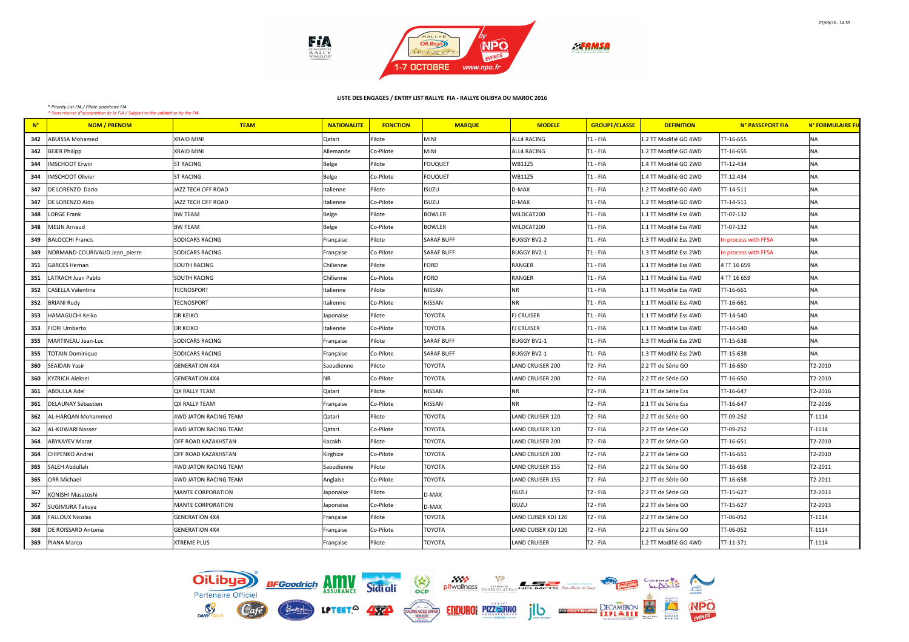**LISTE DES ENGAGES / ENTRY LIST RALLYE FIA - RALLYE OILIBYA DU MAROC 2016**

*\* Priority List FIA / Pilote prioritaire FIA*
*\* Sous réserve d'acceptation de la FIA / Subject to the validation by the FIA*

| N° | NOM / PRENOM | TEAM | NATIONALITE | FONCTION | MARQUE | MODELE | GROUPE/CLASSE | DEFINITION | N° PASSEPORT FIA | N° FORMULAIRE FIA |
|---|---|---|---|---|---|---|---|---|---|---|
| 342 | ABUISSA Mohamed | XRAID MINI | Qatari | Pilote | MINI | ALL4 RACING | T1 - FIA | 1.2 TT Modifié GO 4WD | TT-16-655 | NA |
| 342 | BEIER Philipp | XRAID MINI | Allemande | Co-Pilote | MINI | ALL4 RACING | T1 - FIA | 1.2 TT Modifié GO 4WD | TT-16-655 | NA |
| 344 | IMSCHOOT Erwin | ST RACING | Belge | Pilote | FOUQUET | WB11Z5 | T1 - FIA | 1.4 TT Modifié GO 2WD | TT-12-434 | NA |
| 344 | IMSCHOOT Olivier | ST RACING | Belge | Co-Pilote | FOUQUET | WB11Z5 | T1 - FIA | 1.4 TT Modifié GO 2WD | TT-12-434 | NA |
| 347 | DE LORENZO Dario | JAZZ TECH OFF ROAD | Italienne | Pilote | ISUZU | D-MAX | T1 - FIA | 1.2 TT Modifié GO 4WD | TT-14-511 | NA |
| 347 | DE LORENZO Aldo | JAZZ TECH OFF ROAD | Italienne | Co-Pilote | ISUZU | D-MAX | T1 - FIA | 1.2 TT Modifié GO 4WD | TT-14-511 | NA |
| 348 | LORGE Frank | BW TEAM | Belge | Pilote | BOWLER | WILDCAT200 | T1 - FIA | 1.1 TT Modifié Ess 4WD | TT-07-132 | NA |
| 348 | MELIN Arnaud | BW TEAM | Belge | Co-Pilote | BOWLER | WILDCAT200 | T1 - FIA | 1.1 TT Modifié Ess 4WD | TT-07-132 | NA |
| 349 | BALOCCHI Francis | SODICARS RACING | Française | Pilote | SARAF BUFF | BUGGY BV2-2 | T1 - FIA | 1.3 TT Modifié Ess 2WD | In process with FFSA | NA |
| 349 | NORMAND-COURIVAUD Jean_pierre | SODICARS RACING | Française | Co-Pilote | SARAF BUFF | BUGGY BV2-1 | T1 - FIA | 1.3 TT Modifié Ess 2WD | In process with FFSA | NA |
| 351 | GARCES Hernan | SOUTH RACING | Chilienne | Pilote | FORD | RANGER | T1 - FIA | 1.1 TT Modifié Ess 4WD | 4 TT 16 659 | NA |
| 351 | LATRACH Juan Pablo | SOUTH RACING | Chilienne | Co-Pilote | FORD | RANGER | T1 - FIA | 1.1 TT Modifié Ess 4WD | 4 TT 16 659 | NA |
| 352 | CASELLA Valentina | TECNOSPORT | Italienne | Pilote | NISSAN | NR | T1 - FIA | 1.1 TT Modifié Ess 4WD | TT-16-661 | NA |
| 352 | BRIANI Rudy | TECNOSPORT | Italienne | Co-Pilote | NISSAN | NR | T1 - FIA | 1.1 TT Modifié Ess 4WD | TT-16-661 | NA |
| 353 | HAMAGUCHI Keiko | DR KEIKO | Japonaise | Pilote | TOYOTA | FJ CRUISER | T1 - FIA | 1.1 TT Modifié Ess 4WD | TT-14-540 | NA |
| 353 | FIORI Umberto | DR KEIKO | Italienne | Co-Pilote | TOYOTA | FJ CRUISER | T1 - FIA | 1.1 TT Modifié Ess 4WD | TT-14-540 | NA |
| 355 | MARTINEAU Jean-Luc | SODICARS RACING | Française | Pilote | SARAF BUFF | BUGGY BV2-1 | T1 - FIA | 1.3 TT Modifié Ess 2WD | TT-15-638 | NA |
| 355 | TOTAIN Dominique | SODICARS RACING | Française | Co-Pilote | SARAF BUFF | BUGGY BV2-1 | T1 - FIA | 1.3 TT Modifié Ess 2WD | TT-15-638 | NA |
| 360 | SEAIDAN Yasir | GENERATION 4X4 | Saoudienne | Pilote | TOYOTA | LAND CRUISER 200 | T2 - FIA | 2.2 TT de Série GO | TT-16-650 | T2-2010 |
| 360 | KYZRICH Aleksei | GENERATION 4X4 | NR | Co-Pilote | TOYOTA | LAND CRUISER 200 | T2 - FIA | 2.2 TT de Série GO | TT-16-650 | T2-2010 |
| 361 | ABDULLA Adel | QX RALLY TEAM | Qatari | Pilote | NISSAN | NR | T2 - FIA | 2.1 TT de Série Ess | TT-16-647 | T2-2016 |
| 361 | DELAUNAY Sébastien | QX RALLY TEAM | Française | Co-Pilote | NISSAN | NR | T2 - FIA | 2.1 TT de Série Ess | TT-16-647 | T2-2016 |
| 362 | AL-HARQAN Mohammed | 4WD JATON RACING TEAM | Qatari | Pilote | TOYOTA | LAND CRUISER 120 | T2 - FIA | 2.2 TT de Série GO | TT-09-252 | T-1114 |
| 362 | AL-KUWARI Nasser | 4WD JATON RACING TEAM | Qatari | Co-Pilote | TOYOTA | LAND CRUISER 120 | T2 - FIA | 2.2 TT de Série GO | TT-09-252 | T-1114 |
| 364 | ABYKAYEV Marat | OFF ROAD KAZAKHSTAN | Kazakh | Pilote | TOYOTA | LAND CRUISER 200 | T2 - FIA | 2.2 TT de Série GO | TT-16-651 | T2-2010 |
| 364 | CHIPENKO Andrei | OFF ROAD KAZAKHSTAN | Kirghize | Co-Pilote | TOYOTA | LAND CRUISER 200 | T2 - FIA | 2.2 TT de Série GO | TT-16-651 | T2-2010 |
| 365 | SALEH Abdullah | 4WD JATON RACING TEAM | Saoudienne | Pilote | TOYOTA | LAND CRUISER 155 | T2 - FIA | 2.2 TT de Série GO | TT-16-658 | T2-2011 |
| 365 | ORR Michael | 4WD JATON RACING TEAM | Anglaise | Co-Pilote | TOYOTA | LAND CRUISER 155 | T2 - FIA | 2.2 TT de Série GO | TT-16-658 | T2-2011 |
| 367 | KONISHI Masatoshi | MANTE CORPORATION | Japonaise | Pilote | D-MAX | ISUZU | T2 - FIA | 2.2 TT de Série GO | TT-15-627 | T2-2013 |
| 367 | SUGIMURA Takuya | MANTE CORPORATION | Japonaise | Co-Pilote | D-MAX | ISUZU | T2 - FIA | 2.2 TT de Série GO | TT-15-627 | T2-2013 |
| 368 | FALLOUX Nicolas | GENERATION 4X4 | Française | Pilote | TOYOTA | LAND CUISER KDJ 120 | T2 - FIA | 2.2 TT de Série GO | TT-06-052 | T-1114 |
| 368 | DE ROISSARD Antonia | GENERATION 4X4 | Française | Co-Pilote | TOYOTA | LAND CUISER KDJ 120 | T2 - FIA | 2.2 TT de Série GO | TT-06-052 | T-1114 |
| 369 | PIANA Marco | XTREME PLUS | Française | Pilote | TOYOTA | LAND CRUISER | T2 - FIA | 1.2 TT Modifié GO 4WD | TT-11-371 | T-1114 |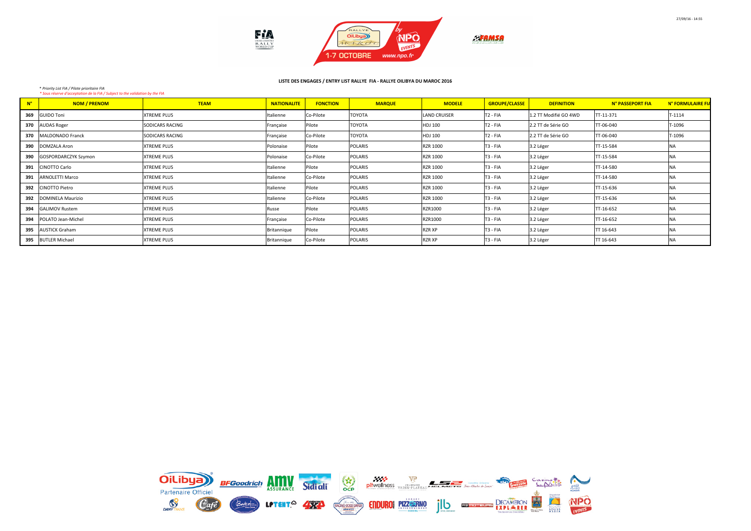**LISTE DES ENGAGES / ENTRY LIST RALLYE FIA - RALLYE OILIBYA DU MAROC 2016**

*\* Priority List FIA / Pilote prioritaire FIA*

*\* Sous réserve d'acceptation de la FIA / Subject to the validation by the FIA*

| N° | NOM / PRENOM | TEAM | NATIONALITE | FONCTION | MARQUE | MODELE | GROUPE/CLASSE | DEFINITION | N° PASSEPORT FIA | N° FORMULAIRE FIA |
|---|---|---|---|---|---|---|---|---|---|---|
| 369 | GUIDO Toni | XTREME PLUS | Italienne | Co-Pilote | TOYOTA | LAND CRUISER | T2 - FIA | 1.2 TT Modifié GO 4WD | TT-11-371 | T-1114 |
| 370 | AUDAS Roger | SODICARS RACING | Française | Pilote | TOYOTA | HDJ 100 | T2 - FIA | 2.2 TT de Série GO | TT-06-040 | T-1096 |
| 370 | MALDONADO Franck | SODICARS RACING | Française | Co-Pilote | TOYOTA | HDJ 100 | T2 - FIA | 2.2 TT de Série GO | TT-06-040 | T-1096 |
| 390 | DOMZALA Aron | XTREME PLUS | Polonaise | Pilote | POLARIS | RZR 1000 | T3 - FIA | 3.2 Léger | TT-15-584 | NA |
| 390 | GOSPORDARCZYK Szymon | XTREME PLUS | Polonaise | Co-Pilote | POLARIS | RZR 1000 | T3 - FIA | 3.2 Léger | TT-15-584 | NA |
| 391 | CINOTTO Carlo | XTREME PLUS | Italienne | Pilote | POLARIS | RZR 1000 | T3 - FIA | 3.2 Léger | TT-14-580 | NA |
| 391 | ARNOLETTI Marco | XTREME PLUS | Italienne | Co-Pilote | POLARIS | RZR 1000 | T3 - FIA | 3.2 Léger | TT-14-580 | NA |
| 392 | CINOTTO Pietro | XTREME PLUS | Italienne | Pilote | POLARIS | RZR 1000 | T3 - FIA | 3.2 Léger | TT-15-636 | NA |
| 392 | DOMINELA Maurizio | XTREME PLUS | Italienne | Co-Pilote | POLARIS | RZR 1000 | T3 - FIA | 3.2 Léger | TT-15-636 | NA |
| 394 | GALIMOV Rustem | XTREME PLUS | Russe | Pilote | POLARIS | RZR1000 | T3 - FIA | 3.2 Léger | TT-16-652 | NA |
| 394 | POLATO Jean-Michel | XTREME PLUS | Française | Co-Pilote | POLARIS | RZR1000 | T3 - FIA | 3.2 Léger | TT-16-652 | NA |
| 395 | AUSTICK Graham | XTREME PLUS | Britannique | Pilote | POLARIS | RZR XP | T3 - FIA | 3.2 Léger | TT 16-643 | NA |
| 395 | BUTLER Michael | XTREME PLUS | Britannique | Co-Pilote | POLARIS | RZR XP | T3 - FIA | 3.2 Léger | TT 16-643 | NA |